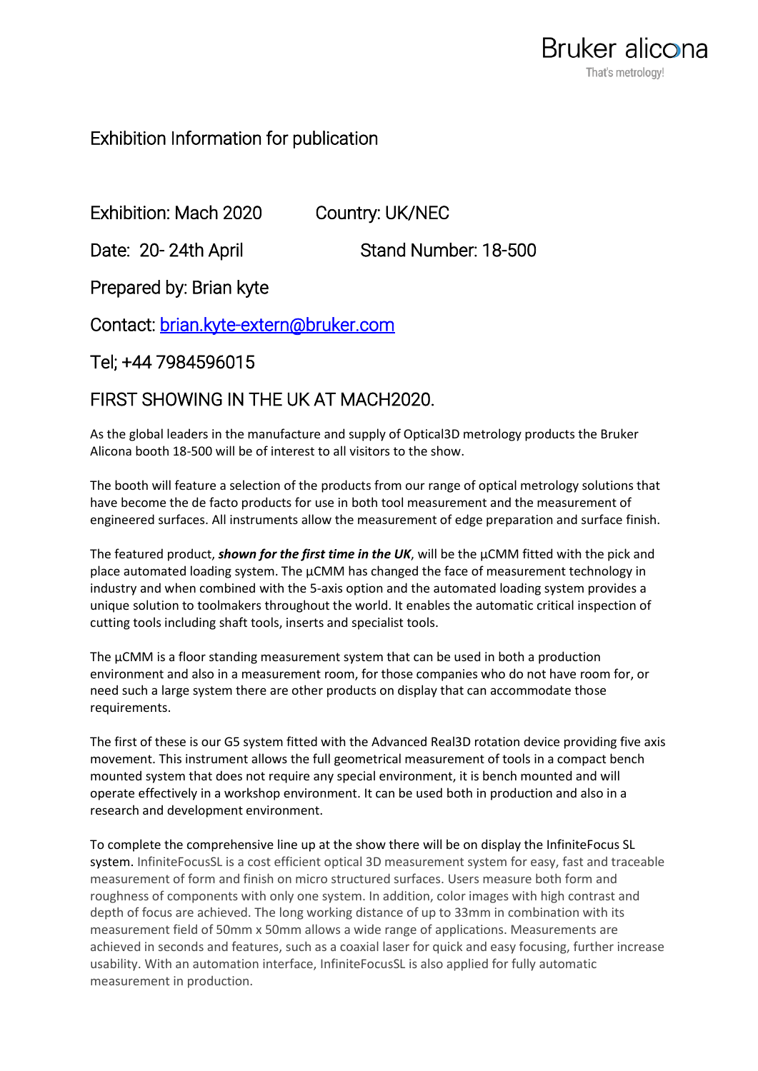Bruker alicona
That's metrology!

# Exhibition Information for publication

Exhibition: Mach 2020 Country: UK/NEC

Date: 20- 24th April Stand Number: 18-500

Prepared by: Brian kyte

Contact: brian.kyte-extern@bruker.com

Tel; +44 7984596015

## FIRST SHOWING IN THE UK AT MACH2020.

As the global leaders in the manufacture and supply of Optical3D metrology products the Bruker Alicona booth 18-500 will be of interest to all visitors to the show.

The booth will feature a selection of the products from our range of optical metrology solutions that have become the de facto products for use in both tool measurement and the measurement of engineered surfaces. All instruments allow the measurement of edge preparation and surface finish.

The featured product, ***shown for the first time in the UK***, will be the µCMM fitted with the pick and place automated loading system. The µCMM has changed the face of measurement technology in industry and when combined with the 5-axis option and the automated loading system provides a unique solution to toolmakers throughout the world. It enables the automatic critical inspection of cutting tools including shaft tools, inserts and specialist tools.

The µCMM is a floor standing measurement system that can be used in both a production environment and also in a measurement room, for those companies who do not have room for, or need such a large system there are other products on display that can accommodate those requirements.

The first of these is our G5 system fitted with the Advanced Real3D rotation device providing five axis movement. This instrument allows the full geometrical measurement of tools in a compact bench mounted system that does not require any special environment, it is bench mounted and will operate effectively in a workshop environment. It can be used both in production and also in a research and development environment.

To complete the comprehensive line up at the show there will be on display the InfiniteFocus SL system. InfiniteFocusSL is a cost efficient optical 3D measurement system for easy, fast and traceable measurement of form and finish on micro structured surfaces. Users measure both form and roughness of components with only one system. In addition, color images with high contrast and depth of focus are achieved. The long working distance of up to 33mm in combination with its measurement field of 50mm x 50mm allows a wide range of applications. Measurements are achieved in seconds and features, such as a coaxial laser for quick and easy focusing, further increase usability. With an automation interface, InfiniteFocusSL is also applied for fully automatic measurement in production.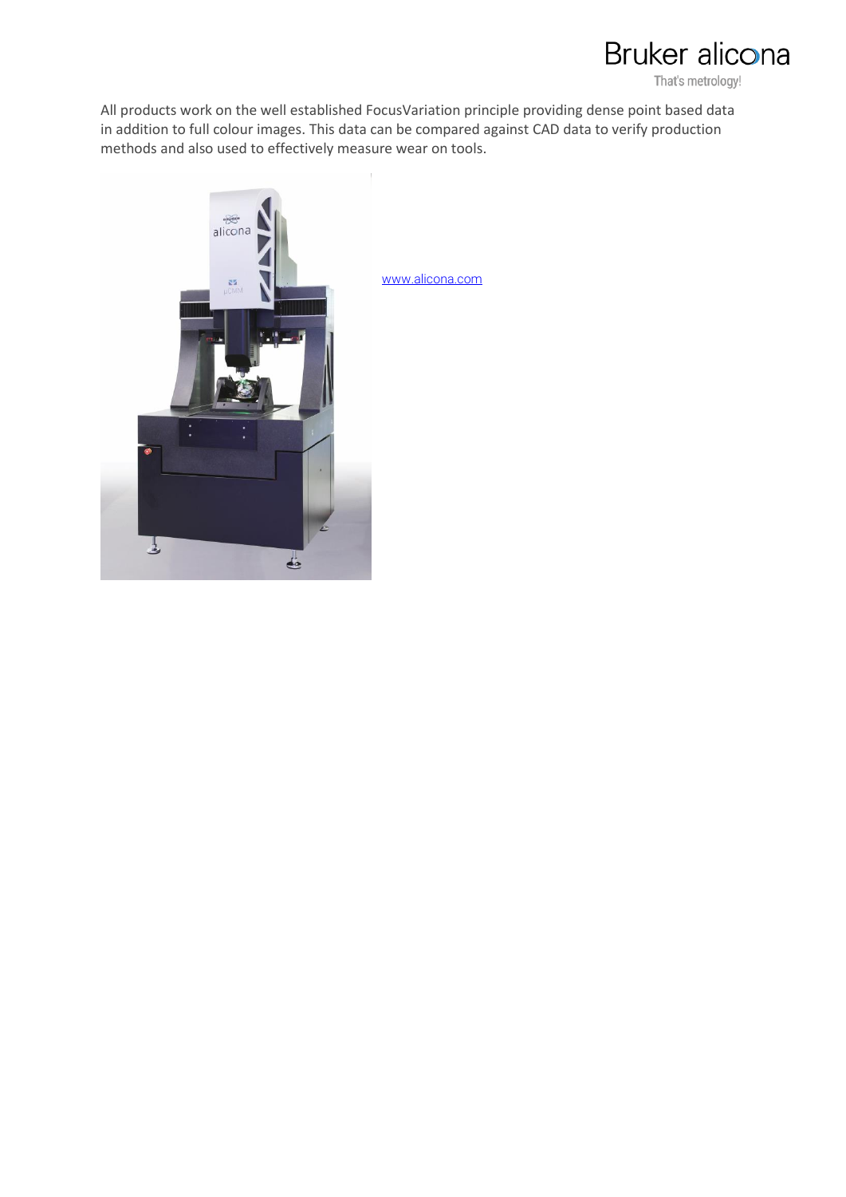All products work on the well established FocusVariation principle providing dense point based data in addition to full colour images. This data can be compared against CAD data to verify production methods and also used to effectively measure wear on tools.

www.alicona.com